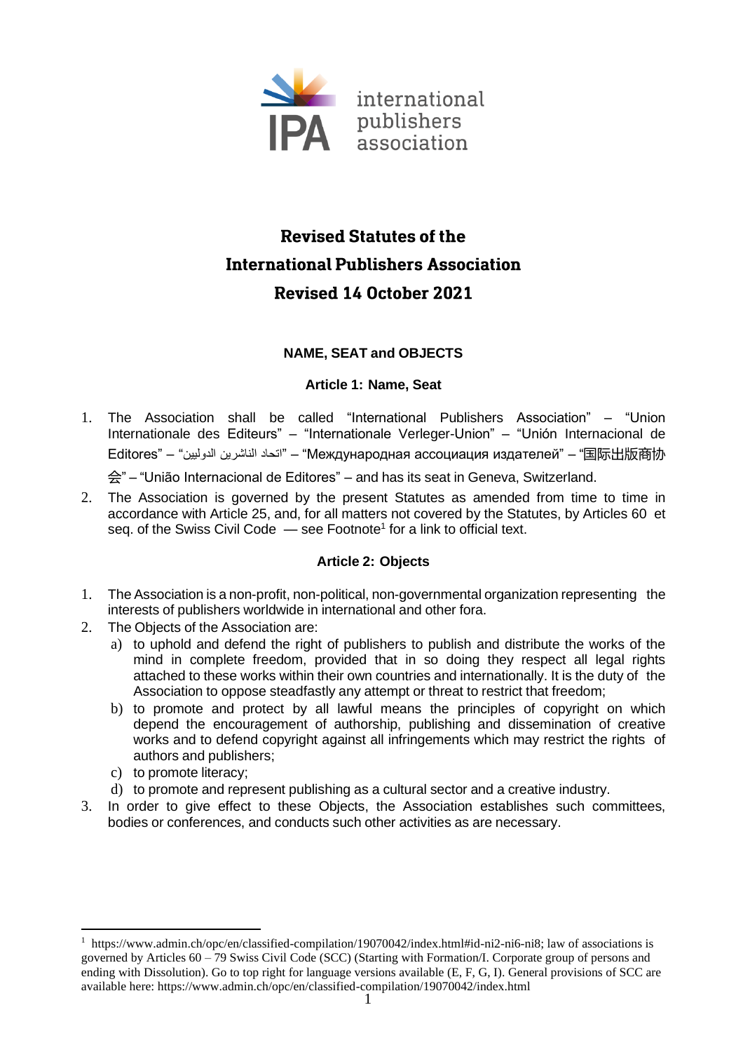international publishers association

# Revised Statutes of the International Publishers Association Revised 14 October 2021

## NAME, SEAT and OBJECTS

### Article 1: Name, Seat

1. The Association shall be called "International Publishers Association" – "Union Internationale des Editeurs" – "Internationale Verleger-Union" – "Unión Internacional de Editores" – "اتحاد الناشرين الدوليين" – "Международная ассоциация издателей" – "国际出版商协会" – "União Internacional de Editores" – and has its seat in Geneva, Switzerland.
2. The Association is governed by the present Statutes as amended from time to time in accordance with Article 25, and, for all matters not covered by the Statutes, by Articles 60 et seq. of the Swiss Civil Code — see Footnote[1] for a link to official text.

### Article 2: Objects

1. The Association is a non-profit, non-political, non-governmental organization representing the interests of publishers worldwide in international and other fora.
2. The Objects of the Association are:
   a) to uphold and defend the right of publishers to publish and distribute the works of the mind in complete freedom, provided that in so doing they respect all legal rights attached to these works within their own countries and internationally. It is the duty of the Association to oppose steadfastly any attempt or threat to restrict that freedom;
   b) to promote and protect by all lawful means the principles of copyright on which depend the encouragement of authorship, publishing and dissemination of creative works and to defend copyright against all infringements which may restrict the rights of authors and publishers;
   c) to promote literacy;
   d) to promote and represent publishing as a cultural sector and a creative industry.
3. In order to give effect to these Objects, the Association establishes such committees, bodies or conferences, and conducts such other activities as are necessary.

[1] https://www.admin.ch/opc/en/classified-compilation/19070042/index.html#id-ni2-ni6-ni8; law of associations is governed by Articles 60 – 79 Swiss Civil Code (SCC) (Starting with Formation/I. Corporate group of persons and ending with Dissolution). Go to top right for language versions available (E, F, G, I). General provisions of SCC are available here: https://www.admin.ch/opc/en/classified-compilation/19070042/index.html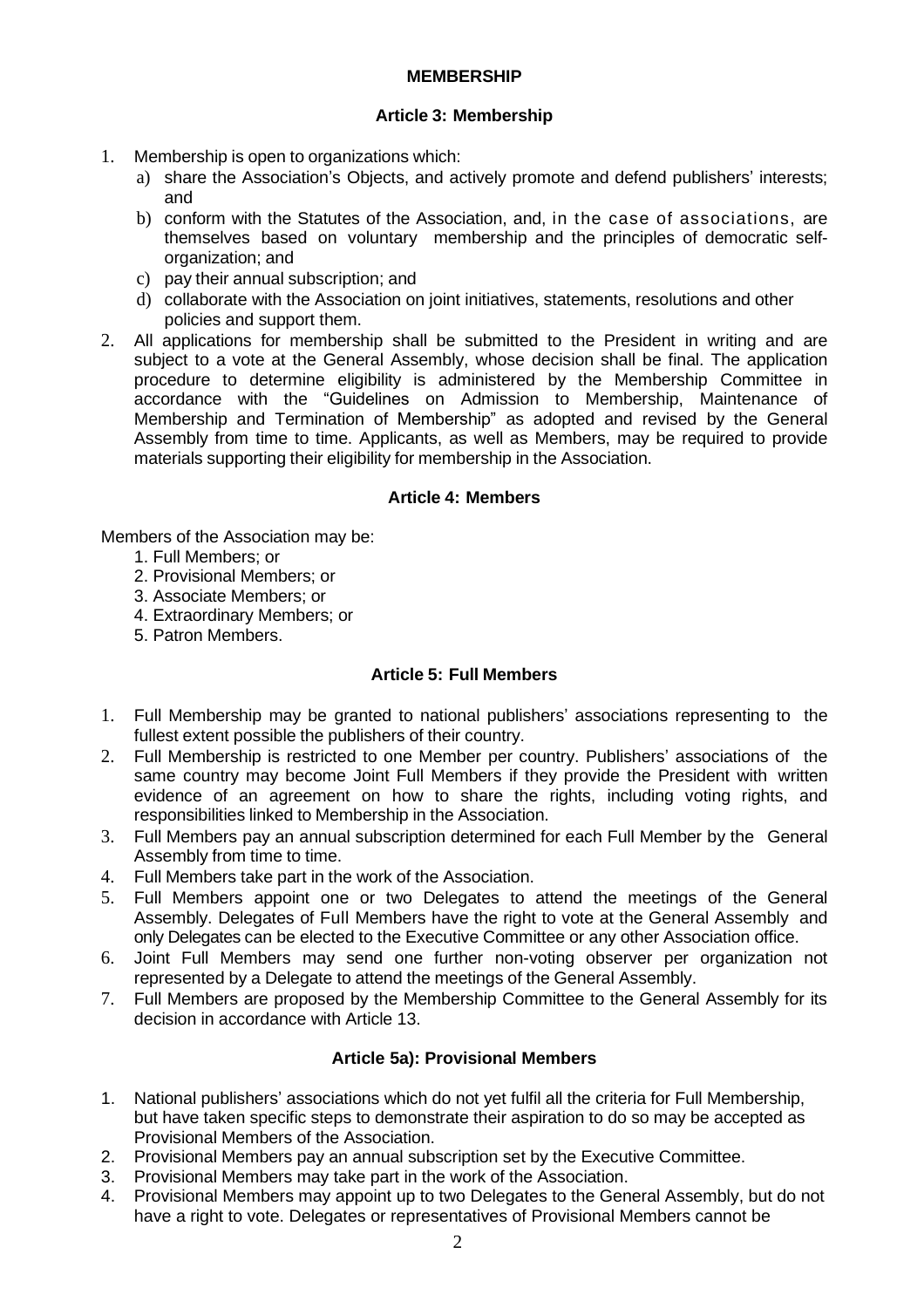## MEMBERSHIP

### Article 3: Membership

1. Membership is open to organizations which:
   a) share the Association's Objects, and actively promote and defend publishers' interests; and
   b) conform with the Statutes of the Association, and, in the case of associations, are themselves based on voluntary membership and the principles of democratic self-organization; and
   c) pay their annual subscription; and
   d) collaborate with the Association on joint initiatives, statements, resolutions and other policies and support them.
2. All applications for membership shall be submitted to the President in writing and are subject to a vote at the General Assembly, whose decision shall be final. The application procedure to determine eligibility is administered by the Membership Committee in accordance with the "Guidelines on Admission to Membership, Maintenance of Membership and Termination of Membership" as adopted and revised by the General Assembly from time to time. Applicants, as well as Members, may be required to provide materials supporting their eligibility for membership in the Association.

### Article 4: Members

Members of the Association may be:

1. Full Members; or
2. Provisional Members; or
3. Associate Members; or
4. Extraordinary Members; or
5. Patron Members.

### Article 5: Full Members

1. Full Membership may be granted to national publishers' associations representing to the fullest extent possible the publishers of their country.
2. Full Membership is restricted to one Member per country. Publishers' associations of the same country may become Joint Full Members if they provide the President with written evidence of an agreement on how to share the rights, including voting rights, and responsibilities linked to Membership in the Association.
3. Full Members pay an annual subscription determined for each Full Member by the General Assembly from time to time.
4. Full Members take part in the work of the Association.
5. Full Members appoint one or two Delegates to attend the meetings of the General Assembly. Delegates of Full Members have the right to vote at the General Assembly and only Delegates can be elected to the Executive Committee or any other Association office.
6. Joint Full Members may send one further non-voting observer per organization not represented by a Delegate to attend the meetings of the General Assembly.
7. Full Members are proposed by the Membership Committee to the General Assembly for its decision in accordance with Article 13.

### Article 5a): Provisional Members

1. National publishers' associations which do not yet fulfil all the criteria for Full Membership, but have taken specific steps to demonstrate their aspiration to do so may be accepted as Provisional Members of the Association.
2. Provisional Members pay an annual subscription set by the Executive Committee.
3. Provisional Members may take part in the work of the Association.
4. Provisional Members may appoint up to two Delegates to the General Assembly, but do not have a right to vote. Delegates or representatives of Provisional Members cannot be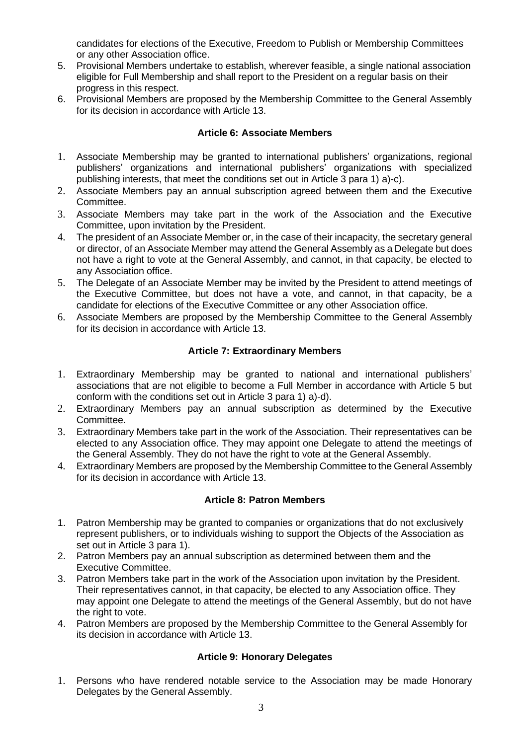candidates for elections of the Executive, Freedom to Publish or Membership Committees or any other Association office.

5. Provisional Members undertake to establish, wherever feasible, a single national association eligible for Full Membership and shall report to the President on a regular basis on their progress in this respect.
6. Provisional Members are proposed by the Membership Committee to the General Assembly for its decision in accordance with Article 13.

### Article 6: Associate Members

1. Associate Membership may be granted to international publishers' organizations, regional publishers' organizations and international publishers' organizations with specialized publishing interests, that meet the conditions set out in Article 3 para 1) a)-c).
2. Associate Members pay an annual subscription agreed between them and the Executive Committee.
3. Associate Members may take part in the work of the Association and the Executive Committee, upon invitation by the President.
4. The president of an Associate Member or, in the case of their incapacity, the secretary general or director, of an Associate Member may attend the General Assembly as a Delegate but does not have a right to vote at the General Assembly, and cannot, in that capacity, be elected to any Association office.
5. The Delegate of an Associate Member may be invited by the President to attend meetings of the Executive Committee, but does not have a vote, and cannot, in that capacity, be a candidate for elections of the Executive Committee or any other Association office.
6. Associate Members are proposed by the Membership Committee to the General Assembly for its decision in accordance with Article 13.

### Article 7: Extraordinary Members

1. Extraordinary Membership may be granted to national and international publishers' associations that are not eligible to become a Full Member in accordance with Article 5 but conform with the conditions set out in Article 3 para 1) a)-d).
2. Extraordinary Members pay an annual subscription as determined by the Executive Committee.
3. Extraordinary Members take part in the work of the Association. Their representatives can be elected to any Association office. They may appoint one Delegate to attend the meetings of the General Assembly. They do not have the right to vote at the General Assembly.
4. Extraordinary Members are proposed by the Membership Committee to the General Assembly for its decision in accordance with Article 13.

### Article 8: Patron Members

1. Patron Membership may be granted to companies or organizations that do not exclusively represent publishers, or to individuals wishing to support the Objects of the Association as set out in Article 3 para 1).
2. Patron Members pay an annual subscription as determined between them and the Executive Committee.
3. Patron Members take part in the work of the Association upon invitation by the President. Their representatives cannot, in that capacity, be elected to any Association office. They may appoint one Delegate to attend the meetings of the General Assembly, but do not have the right to vote.
4. Patron Members are proposed by the Membership Committee to the General Assembly for its decision in accordance with Article 13.

### Article 9: Honorary Delegates

1. Persons who have rendered notable service to the Association may be made Honorary Delegates by the General Assembly.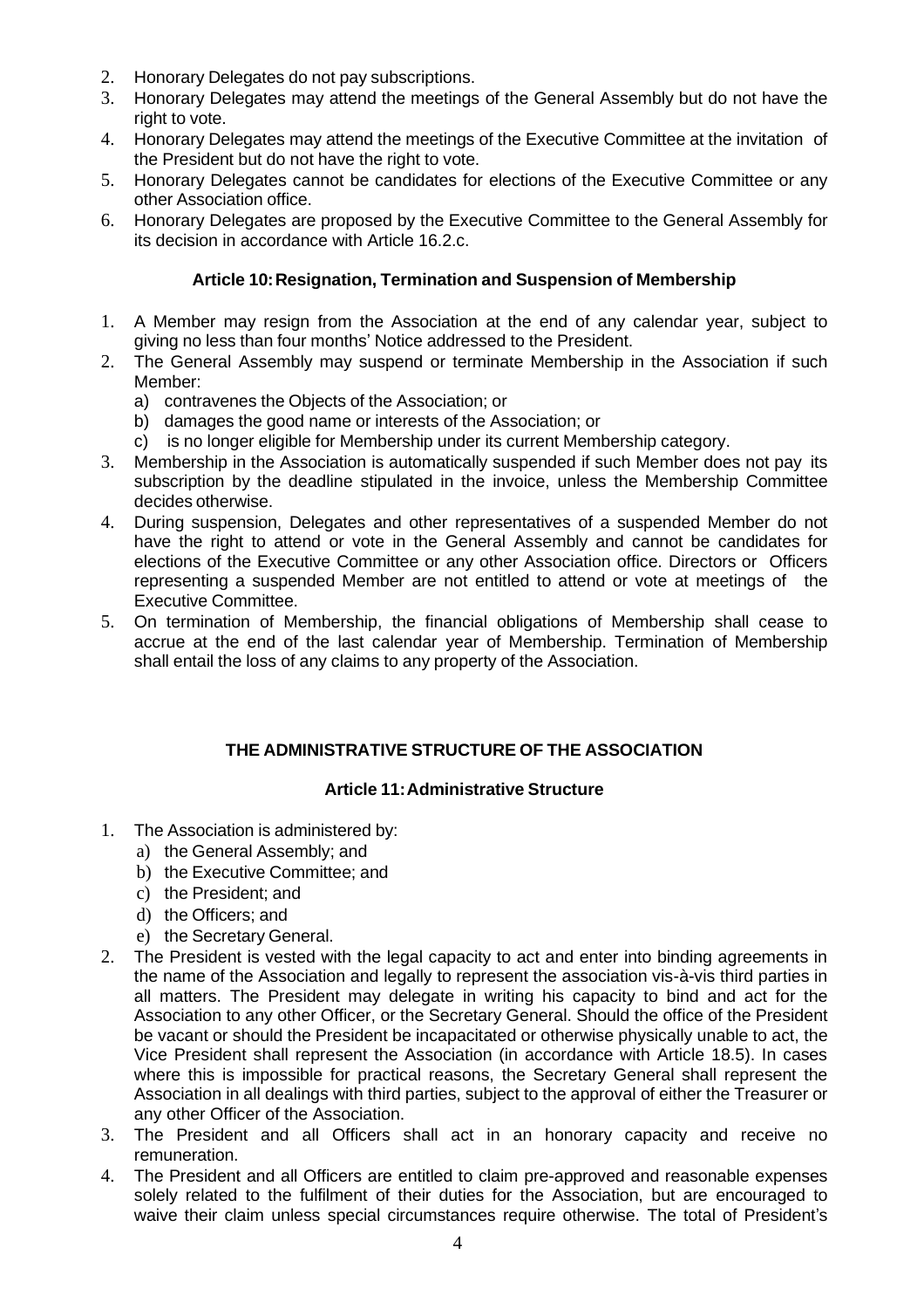2. Honorary Delegates do not pay subscriptions.
3. Honorary Delegates may attend the meetings of the General Assembly but do not have the right to vote.
4. Honorary Delegates may attend the meetings of the Executive Committee at the invitation of the President but do not have the right to vote.
5. Honorary Delegates cannot be candidates for elections of the Executive Committee or any other Association office.
6. Honorary Delegates are proposed by the Executive Committee to the General Assembly for its decision in accordance with Article 16.2.c.

### Article 10: Resignation, Termination and Suspension of Membership

1. A Member may resign from the Association at the end of any calendar year, subject to giving no less than four months' Notice addressed to the President.
2. The General Assembly may suspend or terminate Membership in the Association if such Member:
   a) contravenes the Objects of the Association; or
   b) damages the good name or interests of the Association; or
   c) is no longer eligible for Membership under its current Membership category.
3. Membership in the Association is automatically suspended if such Member does not pay its subscription by the deadline stipulated in the invoice, unless the Membership Committee decides otherwise.
4. During suspension, Delegates and other representatives of a suspended Member do not have the right to attend or vote in the General Assembly and cannot be candidates for elections of the Executive Committee or any other Association office. Directors or Officers representing a suspended Member are not entitled to attend or vote at meetings of the Executive Committee.
5. On termination of Membership, the financial obligations of Membership shall cease to accrue at the end of the last calendar year of Membership. Termination of Membership shall entail the loss of any claims to any property of the Association.

## THE ADMINISTRATIVE STRUCTURE OF THE ASSOCIATION

### Article 11: Administrative Structure

1. The Association is administered by:
   a) the General Assembly; and
   b) the Executive Committee; and
   c) the President; and
   d) the Officers; and
   e) the Secretary General.
2. The President is vested with the legal capacity to act and enter into binding agreements in the name of the Association and legally to represent the association vis-à-vis third parties in all matters. The President may delegate in writing his capacity to bind and act for the Association to any other Officer, or the Secretary General. Should the office of the President be vacant or should the President be incapacitated or otherwise physically unable to act, the Vice President shall represent the Association (in accordance with Article 18.5). In cases where this is impossible for practical reasons, the Secretary General shall represent the Association in all dealings with third parties, subject to the approval of either the Treasurer or any other Officer of the Association.
3. The President and all Officers shall act in an honorary capacity and receive no remuneration.
4. The President and all Officers are entitled to claim pre-approved and reasonable expenses solely related to the fulfilment of their duties for the Association, but are encouraged to waive their claim unless special circumstances require otherwise. The total of President's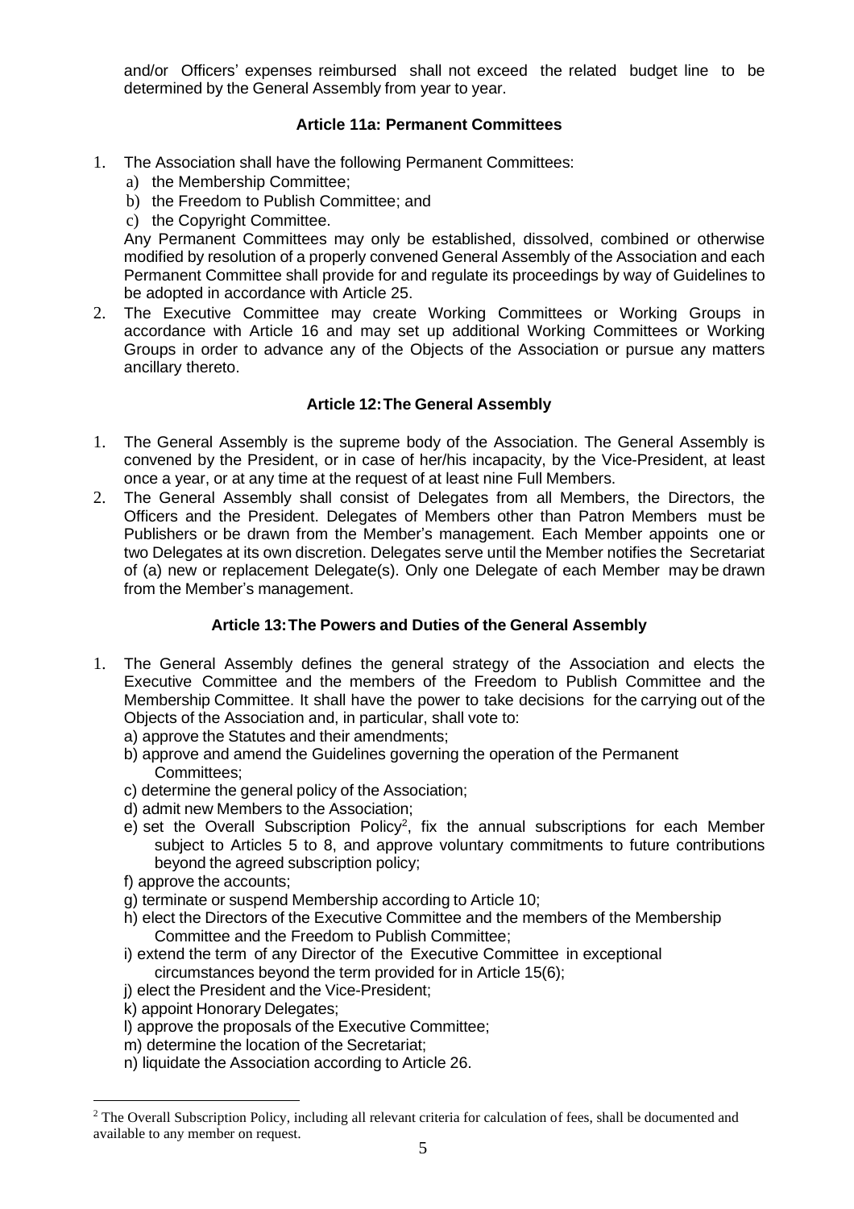and/or Officers' expenses reimbursed shall not exceed the related budget line to be determined by the General Assembly from year to year.

### Article 11a: Permanent Committees

1. The Association shall have the following Permanent Committees:
   a) the Membership Committee;
   b) the Freedom to Publish Committee; and
   c) the Copyright Committee.

   Any Permanent Committees may only be established, dissolved, combined or otherwise modified by resolution of a properly convened General Assembly of the Association and each Permanent Committee shall provide for and regulate its proceedings by way of Guidelines to be adopted in accordance with Article 25.
2. The Executive Committee may create Working Committees or Working Groups in accordance with Article 16 and may set up additional Working Committees or Working Groups in order to advance any of the Objects of the Association or pursue any matters ancillary thereto.

### Article 12: The General Assembly

1. The General Assembly is the supreme body of the Association. The General Assembly is convened by the President, or in case of her/his incapacity, by the Vice-President, at least once a year, or at any time at the request of at least nine Full Members.
2. The General Assembly shall consist of Delegates from all Members, the Directors, the Officers and the President. Delegates of Members other than Patron Members must be Publishers or be drawn from the Member's management. Each Member appoints one or two Delegates at its own discretion. Delegates serve until the Member notifies the Secretariat of (a) new or replacement Delegate(s). Only one Delegate of each Member may be drawn from the Member's management.

### Article 13: The Powers and Duties of the General Assembly

1. The General Assembly defines the general strategy of the Association and elects the Executive Committee and the members of the Freedom to Publish Committee and the Membership Committee. It shall have the power to take decisions for the carrying out of the Objects of the Association and, in particular, shall vote to:
   a) approve the Statutes and their amendments;
   b) approve and amend the Guidelines governing the operation of the Permanent Committees;
   c) determine the general policy of the Association;
   d) admit new Members to the Association;
   e) set the Overall Subscription Policy[2], fix the annual subscriptions for each Member subject to Articles 5 to 8, and approve voluntary commitments to future contributions beyond the agreed subscription policy;
   f) approve the accounts;
   g) terminate or suspend Membership according to Article 10;
   h) elect the Directors of the Executive Committee and the members of the Membership Committee and the Freedom to Publish Committee;
   i) extend the term of any Director of the Executive Committee in exceptional circumstances beyond the term provided for in Article 15(6);
   j) elect the President and the Vice-President;
   k) appoint Honorary Delegates;
   l) approve the proposals of the Executive Committee;
   m) determine the location of the Secretariat;
   n) liquidate the Association according to Article 26.

[2] The Overall Subscription Policy, including all relevant criteria for calculation of fees, shall be documented and available to any member on request.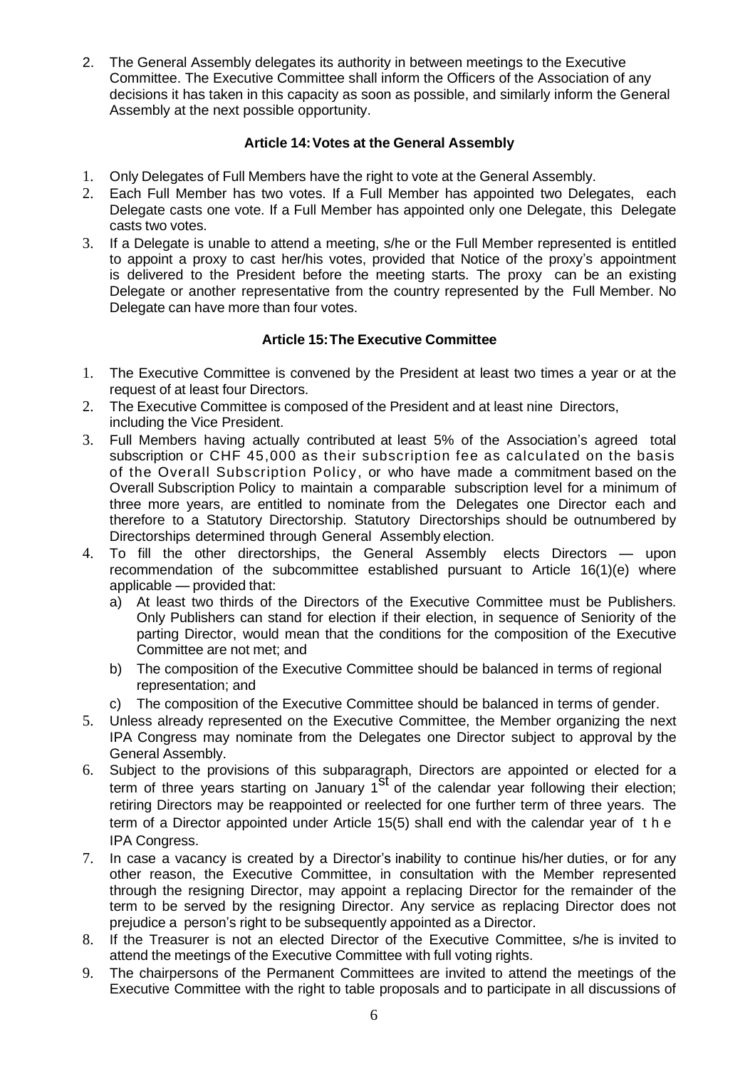2. The General Assembly delegates its authority in between meetings to the Executive Committee. The Executive Committee shall inform the Officers of the Association of any decisions it has taken in this capacity as soon as possible, and similarly inform the General Assembly at the next possible opportunity.

### Article 14: Votes at the General Assembly

1. Only Delegates of Full Members have the right to vote at the General Assembly.
2. Each Full Member has two votes. If a Full Member has appointed two Delegates, each Delegate casts one vote. If a Full Member has appointed only one Delegate, this Delegate casts two votes.
3. If a Delegate is unable to attend a meeting, s/he or the Full Member represented is entitled to appoint a proxy to cast her/his votes, provided that Notice of the proxy's appointment is delivered to the President before the meeting starts. The proxy can be an existing Delegate or another representative from the country represented by the Full Member. No Delegate can have more than four votes.

### Article 15: The Executive Committee

1. The Executive Committee is convened by the President at least two times a year or at the request of at least four Directors.
2. The Executive Committee is composed of the President and at least nine Directors, including the Vice President.
3. Full Members having actually contributed at least 5% of the Association's agreed total subscription or CHF 45,000 as their subscription fee as calculated on the basis of the Overall Subscription Policy, or who have made a commitment based on the Overall Subscription Policy to maintain a comparable subscription level for a minimum of three more years, are entitled to nominate from the Delegates one Director each and therefore to a Statutory Directorship. Statutory Directorships should be outnumbered by Directorships determined through General Assembly election.
4. To fill the other directorships, the General Assembly elects Directors — upon recommendation of the subcommittee established pursuant to Article 16(1)(e) where applicable — provided that:
   a) At least two thirds of the Directors of the Executive Committee must be Publishers. Only Publishers can stand for election if their election, in sequence of Seniority of the parting Director, would mean that the conditions for the composition of the Executive Committee are not met; and
   b) The composition of the Executive Committee should be balanced in terms of regional representation; and
   c) The composition of the Executive Committee should be balanced in terms of gender.
5. Unless already represented on the Executive Committee, the Member organizing the next IPA Congress may nominate from the Delegates one Director subject to approval by the General Assembly.
6. Subject to the provisions of this subparagraph, Directors are appointed or elected for a term of three years starting on January 1st of the calendar year following their election; retiring Directors may be reappointed or reelected for one further term of three years. The term of a Director appointed under Article 15(5) shall end with the calendar year of the IPA Congress.
7. In case a vacancy is created by a Director's inability to continue his/her duties, or for any other reason, the Executive Committee, in consultation with the Member represented through the resigning Director, may appoint a replacing Director for the remainder of the term to be served by the resigning Director. Any service as replacing Director does not prejudice a person's right to be subsequently appointed as a Director.
8. If the Treasurer is not an elected Director of the Executive Committee, s/he is invited to attend the meetings of the Executive Committee with full voting rights.
9. The chairpersons of the Permanent Committees are invited to attend the meetings of the Executive Committee with the right to table proposals and to participate in all discussions of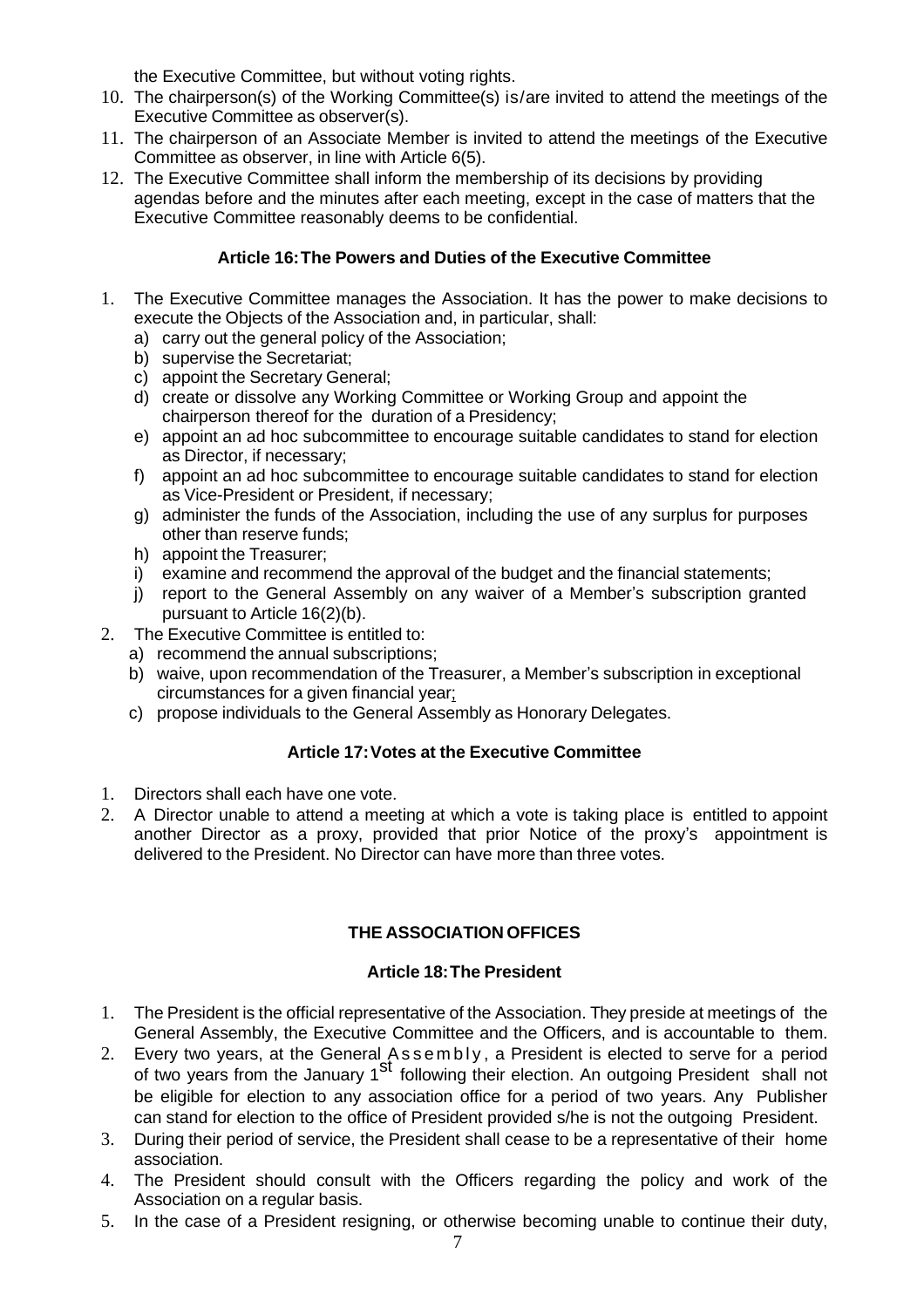the Executive Committee, but without voting rights.

10. The chairperson(s) of the Working Committee(s) is/are invited to attend the meetings of the Executive Committee as observer(s).
11. The chairperson of an Associate Member is invited to attend the meetings of the Executive Committee as observer, in line with Article 6(5).
12. The Executive Committee shall inform the membership of its decisions by providing agendas before and the minutes after each meeting, except in the case of matters that the Executive Committee reasonably deems to be confidential.

### Article 16: The Powers and Duties of the Executive Committee

1. The Executive Committee manages the Association. It has the power to make decisions to execute the Objects of the Association and, in particular, shall:
   a) carry out the general policy of the Association;
   b) supervise the Secretariat;
   c) appoint the Secretary General;
   d) create or dissolve any Working Committee or Working Group and appoint the chairperson thereof for the duration of a Presidency;
   e) appoint an ad hoc subcommittee to encourage suitable candidates to stand for election as Director, if necessary;
   f) appoint an ad hoc subcommittee to encourage suitable candidates to stand for election as Vice-President or President, if necessary;
   g) administer the funds of the Association, including the use of any surplus for purposes other than reserve funds;
   h) appoint the Treasurer;
   i) examine and recommend the approval of the budget and the financial statements;
   j) report to the General Assembly on any waiver of a Member's subscription granted pursuant to Article 16(2)(b).
2. The Executive Committee is entitled to:
   a) recommend the annual subscriptions;
   b) waive, upon recommendation of the Treasurer, a Member's subscription in exceptional circumstances for a given financial year;
   c) propose individuals to the General Assembly as Honorary Delegates.

### Article 17: Votes at the Executive Committee

1. Directors shall each have one vote.
2. A Director unable to attend a meeting at which a vote is taking place is entitled to appoint another Director as a proxy, provided that prior Notice of the proxy's appointment is delivered to the President. No Director can have more than three votes.

## THE ASSOCIATION OFFICES

### Article 18: The President

1. The President is the official representative of the Association. They preside at meetings of the General Assembly, the Executive Committee and the Officers, and is accountable to them.
2. Every two years, at the General Assembly, a President is elected to serve for a period of two years from the January 1st following their election. An outgoing President shall not be eligible for election to any association office for a period of two years. Any Publisher can stand for election to the office of President provided s/he is not the outgoing President.
3. During their period of service, the President shall cease to be a representative of their home association.
4. The President should consult with the Officers regarding the policy and work of the Association on a regular basis.
5. In the case of a President resigning, or otherwise becoming unable to continue their duty,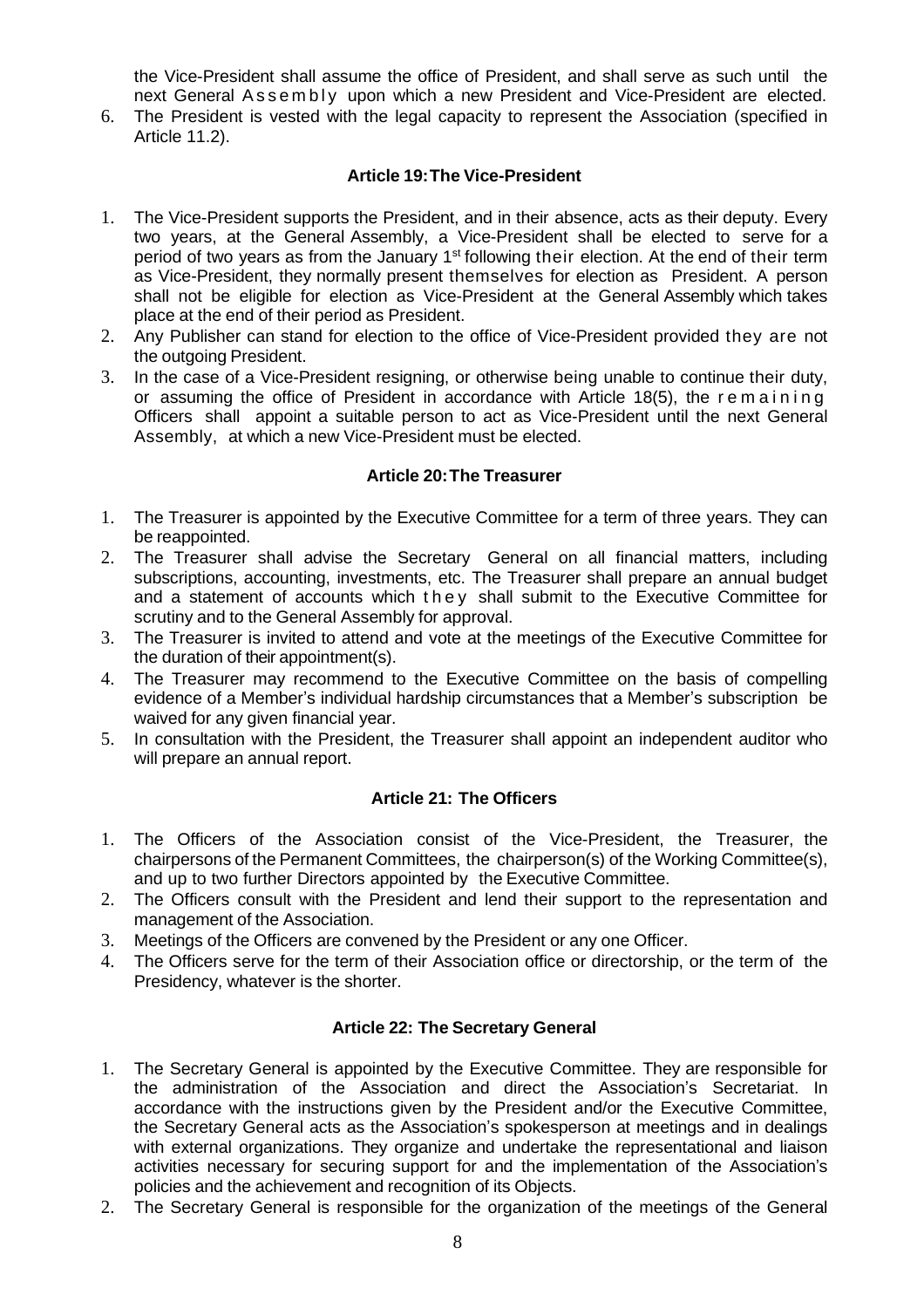the Vice-President shall assume the office of President, and shall serve as such until the next General Assembly upon which a new President and Vice-President are elected.

6. The President is vested with the legal capacity to represent the Association (specified in Article 11.2).

### Article 19: The Vice-President

1. The Vice-President supports the President, and in their absence, acts as their deputy. Every two years, at the General Assembly, a Vice-President shall be elected to serve for a period of two years as from the January 1st following their election. At the end of their term as Vice-President, they normally present themselves for election as President. A person shall not be eligible for election as Vice-President at the General Assembly which takes place at the end of their period as President.
2. Any Publisher can stand for election to the office of Vice-President provided they are not the outgoing President.
3. In the case of a Vice-President resigning, or otherwise being unable to continue their duty, or assuming the office of President in accordance with Article 18(5), the remaining Officers shall appoint a suitable person to act as Vice-President until the next General Assembly, at which a new Vice-President must be elected.

### Article 20: The Treasurer

1. The Treasurer is appointed by the Executive Committee for a term of three years. They can be reappointed.
2. The Treasurer shall advise the Secretary General on all financial matters, including subscriptions, accounting, investments, etc. The Treasurer shall prepare an annual budget and a statement of accounts which they shall submit to the Executive Committee for scrutiny and to the General Assembly for approval.
3. The Treasurer is invited to attend and vote at the meetings of the Executive Committee for the duration of their appointment(s).
4. The Treasurer may recommend to the Executive Committee on the basis of compelling evidence of a Member's individual hardship circumstances that a Member's subscription be waived for any given financial year.
5. In consultation with the President, the Treasurer shall appoint an independent auditor who will prepare an annual report.

### Article 21: The Officers

1. The Officers of the Association consist of the Vice-President, the Treasurer, the chairpersons of the Permanent Committees, the chairperson(s) of the Working Committee(s), and up to two further Directors appointed by the Executive Committee.
2. The Officers consult with the President and lend their support to the representation and management of the Association.
3. Meetings of the Officers are convened by the President or any one Officer.
4. The Officers serve for the term of their Association office or directorship, or the term of the Presidency, whatever is the shorter.

### Article 22: The Secretary General

1. The Secretary General is appointed by the Executive Committee. They are responsible for the administration of the Association and direct the Association's Secretariat. In accordance with the instructions given by the President and/or the Executive Committee, the Secretary General acts as the Association's spokesperson at meetings and in dealings with external organizations. They organize and undertake the representational and liaison activities necessary for securing support for and the implementation of the Association's policies and the achievement and recognition of its Objects.
2. The Secretary General is responsible for the organization of the meetings of the General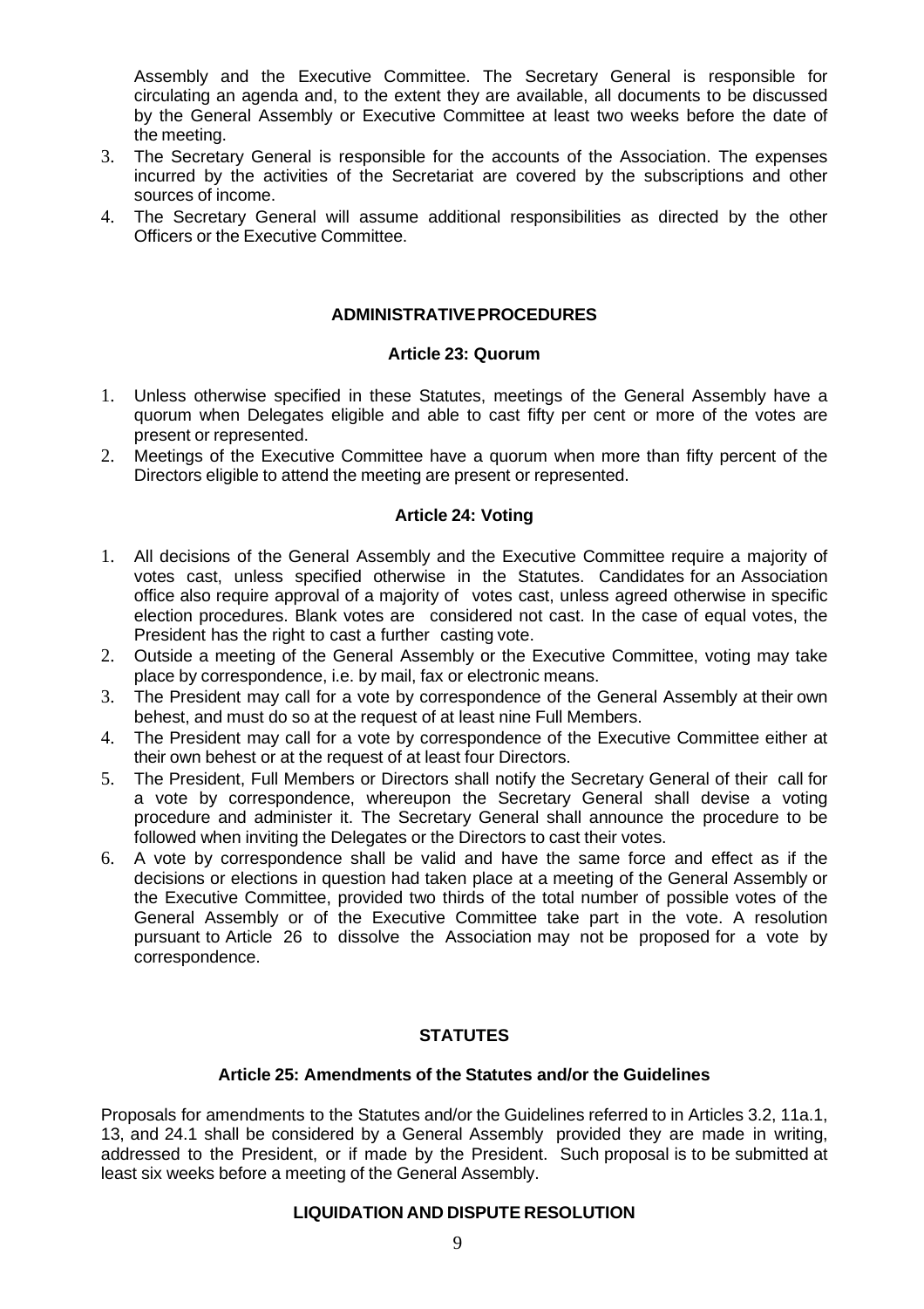Assembly and the Executive Committee. The Secretary General is responsible for circulating an agenda and, to the extent they are available, all documents to be discussed by the General Assembly or Executive Committee at least two weeks before the date of the meeting.

3. The Secretary General is responsible for the accounts of the Association. The expenses incurred by the activities of the Secretariat are covered by the subscriptions and other sources of income.
4. The Secretary General will assume additional responsibilities as directed by the other Officers or the Executive Committee.

## ADMINISTRATIVE PROCEDURES

### Article 23: Quorum

1. Unless otherwise specified in these Statutes, meetings of the General Assembly have a quorum when Delegates eligible and able to cast fifty per cent or more of the votes are present or represented.
2. Meetings of the Executive Committee have a quorum when more than fifty percent of the Directors eligible to attend the meeting are present or represented.

### Article 24: Voting

1. All decisions of the General Assembly and the Executive Committee require a majority of votes cast, unless specified otherwise in the Statutes. Candidates for an Association office also require approval of a majority of votes cast, unless agreed otherwise in specific election procedures. Blank votes are considered not cast. In the case of equal votes, the President has the right to cast a further casting vote.
2. Outside a meeting of the General Assembly or the Executive Committee, voting may take place by correspondence, i.e. by mail, fax or electronic means.
3. The President may call for a vote by correspondence of the General Assembly at their own behest, and must do so at the request of at least nine Full Members.
4. The President may call for a vote by correspondence of the Executive Committee either at their own behest or at the request of at least four Directors.
5. The President, Full Members or Directors shall notify the Secretary General of their call for a vote by correspondence, whereupon the Secretary General shall devise a voting procedure and administer it. The Secretary General shall announce the procedure to be followed when inviting the Delegates or the Directors to cast their votes.
6. A vote by correspondence shall be valid and have the same force and effect as if the decisions or elections in question had taken place at a meeting of the General Assembly or the Executive Committee, provided two thirds of the total number of possible votes of the General Assembly or of the Executive Committee take part in the vote. A resolution pursuant to Article 26 to dissolve the Association may not be proposed for a vote by correspondence.

## STATUTES

### Article 25: Amendments of the Statutes and/or the Guidelines

Proposals for amendments to the Statutes and/or the Guidelines referred to in Articles 3.2, 11a.1, 13, and 24.1 shall be considered by a General Assembly provided they are made in writing, addressed to the President, or if made by the President. Such proposal is to be submitted at least six weeks before a meeting of the General Assembly.

## LIQUIDATION AND DISPUTE RESOLUTION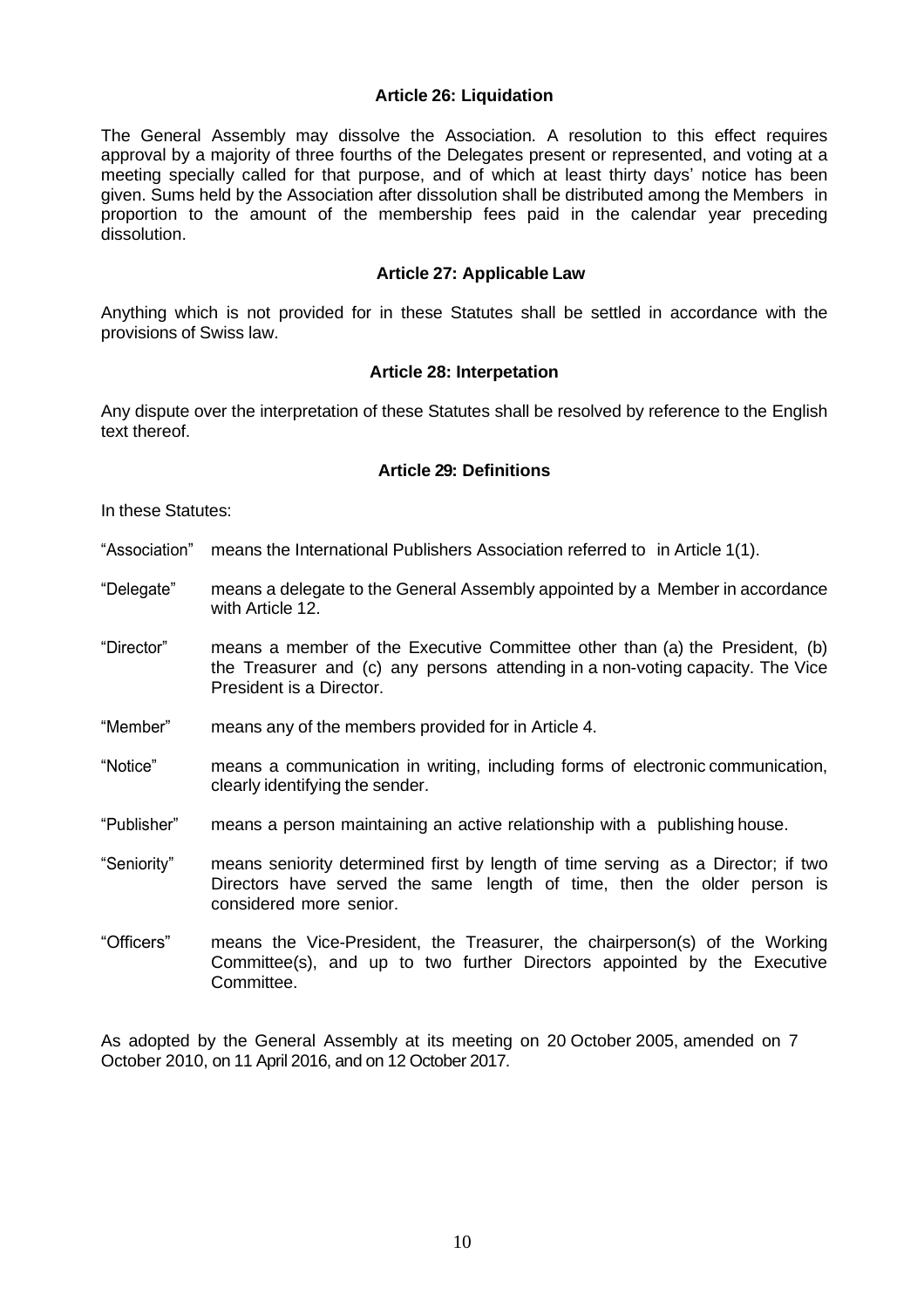### Article 26: Liquidation

The General Assembly may dissolve the Association. A resolution to this effect requires approval by a majority of three fourths of the Delegates present or represented, and voting at a meeting specially called for that purpose, and of which at least thirty days' notice has been given. Sums held by the Association after dissolution shall be distributed among the Members in proportion to the amount of the membership fees paid in the calendar year preceding dissolution.

### Article 27: Applicable Law

Anything which is not provided for in these Statutes shall be settled in accordance with the provisions of Swiss law.

### Article 28: Interpetation

Any dispute over the interpretation of these Statutes shall be resolved by reference to the English text thereof.

### Article 29: Definitions

In these Statutes:

"Association" means the International Publishers Association referred to in Article 1(1).

"Delegate" means a delegate to the General Assembly appointed by a Member in accordance with Article 12.

"Director" means a member of the Executive Committee other than (a) the President, (b) the Treasurer and (c) any persons attending in a non-voting capacity. The Vice President is a Director.

"Member" means any of the members provided for in Article 4.

"Notice" means a communication in writing, including forms of electronic communication, clearly identifying the sender.

"Publisher" means a person maintaining an active relationship with a publishing house.

"Seniority" means seniority determined first by length of time serving as a Director; if two Directors have served the same length of time, then the older person is considered more senior.

"Officers" means the Vice-President, the Treasurer, the chairperson(s) of the Working Committee(s), and up to two further Directors appointed by the Executive Committee.

As adopted by the General Assembly at its meeting on 20 October 2005, amended on 7 October 2010, on 11 April 2016, and on 12 October 2017.